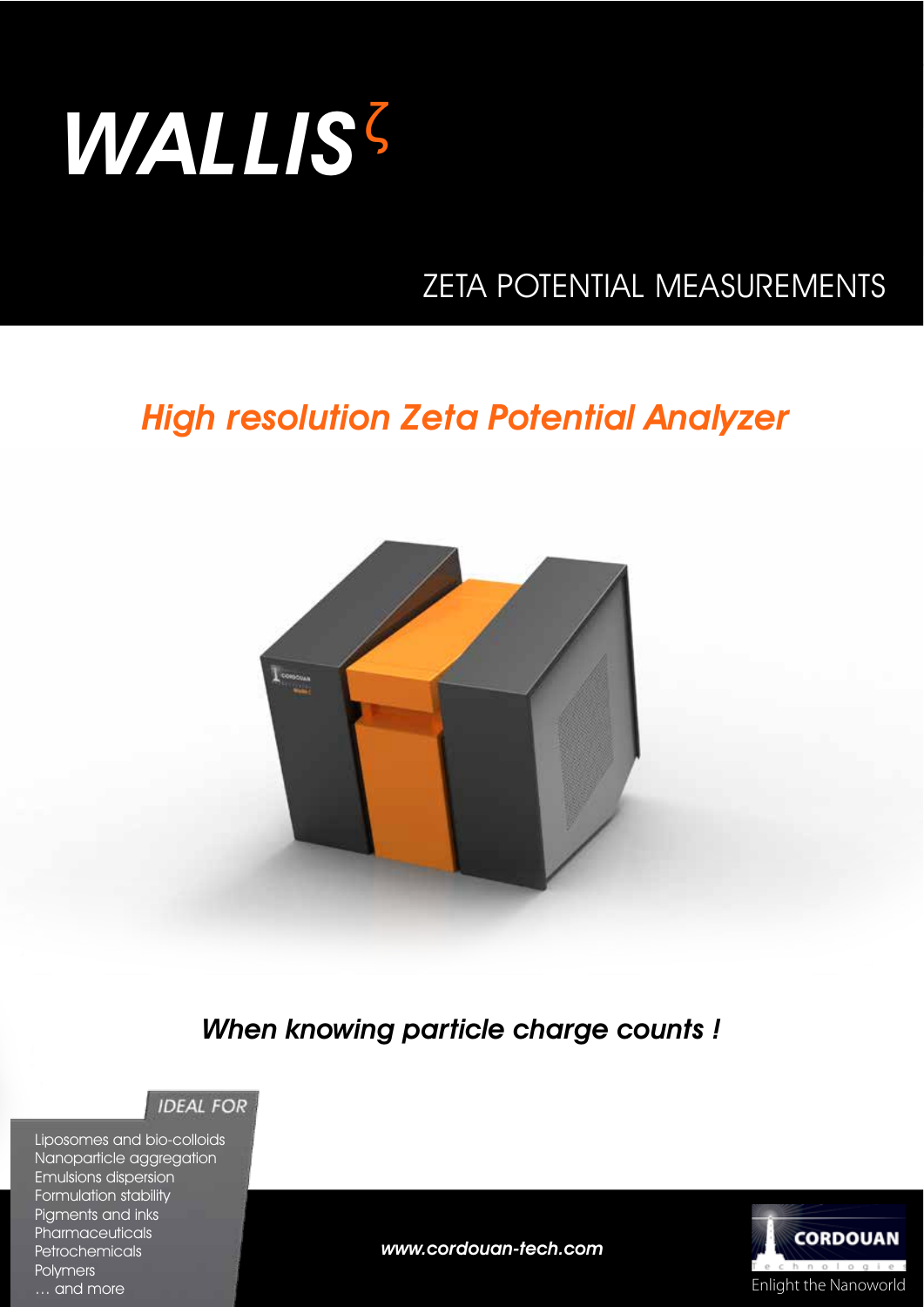# WALLIS $^{\zeta}$

## ZETA POTENTIAL MEASUREMENTS

## *High resolution Zeta Potential Analyzer*

*When knowing particle charge counts !*

**IDEAL FOR**

- Liposomes and bio-colloids
- Nanoparticle aggregation
- Emulsions dispersion
- Formulation stability
- Pigments and inks
- Pharmaceuticals
- Petrochemicals
- Polymers
- … and more

*www.cordouan-tech.com*

CORDOUAN Technologies

Enlight the Nanoworld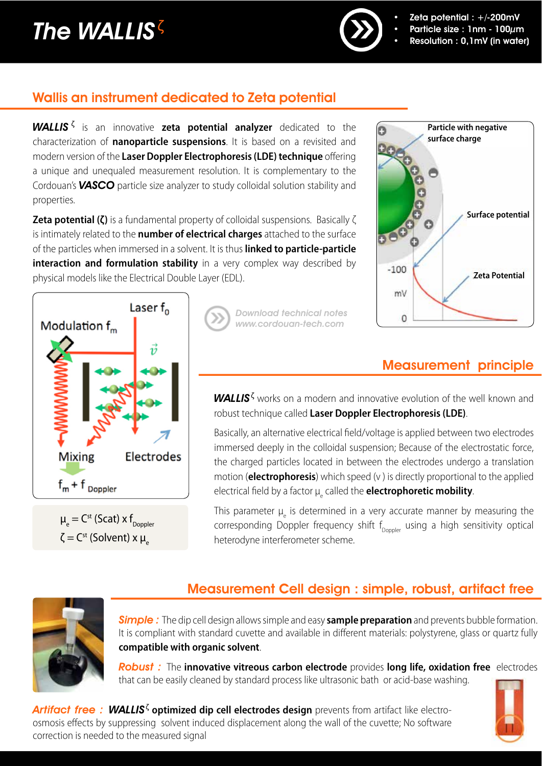# The WALLIS $^{\zeta}$

- Zeta potential : +/-200mV
- Particle size : 1nm - 100µm
- Resolution : 0,1mV (in water)

## Wallis an instrument dedicated to Zeta potential

***WALLIS*** $^{\zeta}$ is an innovative **zeta potential analyzer** dedicated to the characterization of **nanoparticle suspensions**. It is based on a revisited and modern version of the **Laser Doppler Electrophoresis (LDE) technique** offering a unique and unequaled measurement resolution. It is complementary to the Cordouan's ***VASCO*** particle size analyzer to study colloidal solution stability and properties.

**Zeta potential (ζ)** is a fundamental property of colloidal suspensions. Basically ζ is intimately related to the **number of electrical charges** attached to the surface of the particles when immersed in a solvent. It is thus **linked to particle-particle interaction and formulation stability** in a very complex way described by physical models like the Electrical Double Layer (EDL).

Particle with negative surface charge

Surface potential

Zeta Potential

*Download technical notes www.cordouan-tech.com*

Laser $f_0$

Modulation $f_m$

Mixing

Electrodes

$f_m + f_{Doppler}$

$\mu_e = C^{st}$ (Scat) x $f_{Doppler}$

$\zeta = C^{st}$ (Solvent) x $\mu_e$

## Measurement principle

***WALLIS*** $^{\zeta}$ works on a modern and innovative evolution of the well known and robust technique called **Laser Doppler Electrophoresis (LDE)**.

Basically, an alternative electrical field/voltage is applied between two electrodes immersed deeply in the colloidal suspension; Because of the electrostatic force, the charged particles located in between the electrodes undergo a translation motion (**electrophoresis**) which speed (v) is directly proportional to the applied electrical field by a factor $\mu_e$ called the **electrophoretic mobility**.

This parameter $\mu_e$ is determined in a very accurate manner by measuring the corresponding Doppler frequency shift $f_{Doppler}$ using a high sensitivity optical heterodyne interferometer scheme.

## Measurement Cell design : simple, robust, artifact free

***Simple :*** The dip cell design allows simple and easy **sample preparation** and prevents bubble formation. It is compliant with standard cuvette and available in different materials: polystyrene, glass or quartz fully **compatible with organic solvent**.

***Robust :*** The **innovative vitreous carbon electrode** provides **long life, oxidation free** electrodes that can be easily cleaned by standard process like ultrasonic bath or acid-base washing.

***Artifact free :*** ***WALLIS*** $^{\zeta}$ **optimized dip cell electrodes design** prevents from artifact like electro-osmosis effects by suppressing solvent induced displacement along the wall of the cuvette; No software correction is needed to the measured signal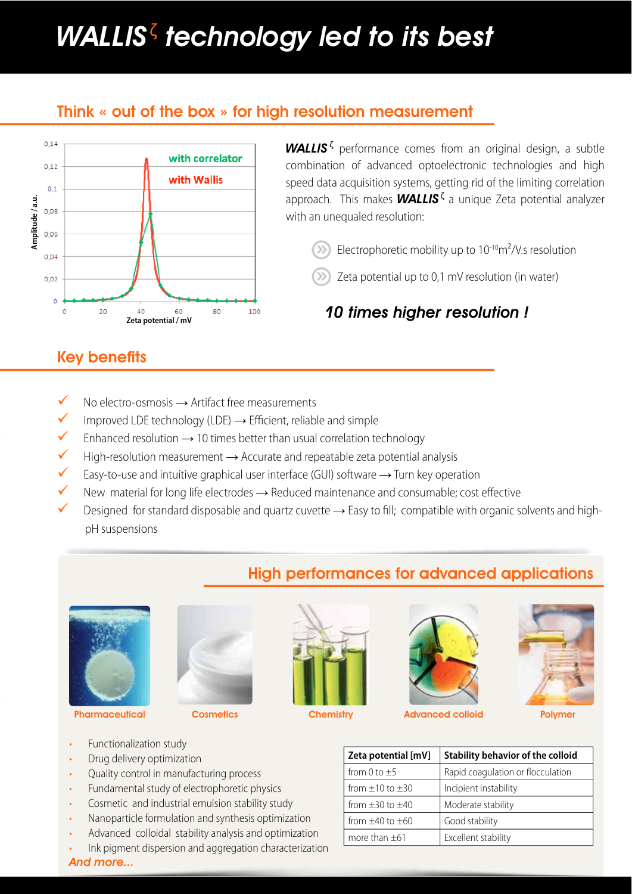# WALLIS$^{\zeta}$ technology led to its best

## Think « out of the box » for high resolution measurement

***WALLIS***$^{\zeta}$ performance comes from an original design, a subtle combination of advanced optoelectronic technologies and high speed data acquisition systems, getting rid of the limiting correlation approach. This makes ***WALLIS***$^{\zeta}$ a unique Zeta potential analyzer with an unequaled resolution:

- Electrophoretic mobility up to $10^{-10} m^2/V.s$ resolution
- Zeta potential up to 0,1 mV resolution (in water)

***10 times higher resolution !***

## Key benefits

- ✓ No electro-osmosis → Artifact free measurements
- ✓ Improved LDE technology (LDE) → Efficient, reliable and simple
- ✓ Enhanced resolution → 10 times better than usual correlation technology
- ✓ High-resolution measurement → Accurate and repeatable zeta potential analysis
- ✓ Easy-to-use and intuitive graphical user interface (GUI) software → Turn key operation
- ✓ New material for long life electrodes → Reduced maintenance and consumable; cost effective
- ✓ Designed for standard disposable and quartz cuvette → Easy to fill; compatible with organic solvents and high-pH suspensions

## High performances for advanced applications

Pharmaceutical | Cosmetics | Chemistry | Advanced colloid | Polymer

- Functionalization study
- Drug delivery optimization
- Quality control in manufacturing process
- Fundamental study of electrophoretic physics
- Cosmetic and industrial emulsion stability study
- Nanoparticle formulation and synthesis optimization
- Advanced colloidal stability analysis and optimization
- Ink pigment dispersion and aggregation characterization

*And more...*

| Zeta potential [mV] | Stability behavior of the colloid |
|---|---|
| from 0 to ±5 | Rapid coagulation or flocculation |
| from ±10 to ±30 | Incipient instability |
| from ±30 to ±40 | Moderate stability |
| from ±40 to ±60 | Good stability |
| more than ±61 | Excellent stability |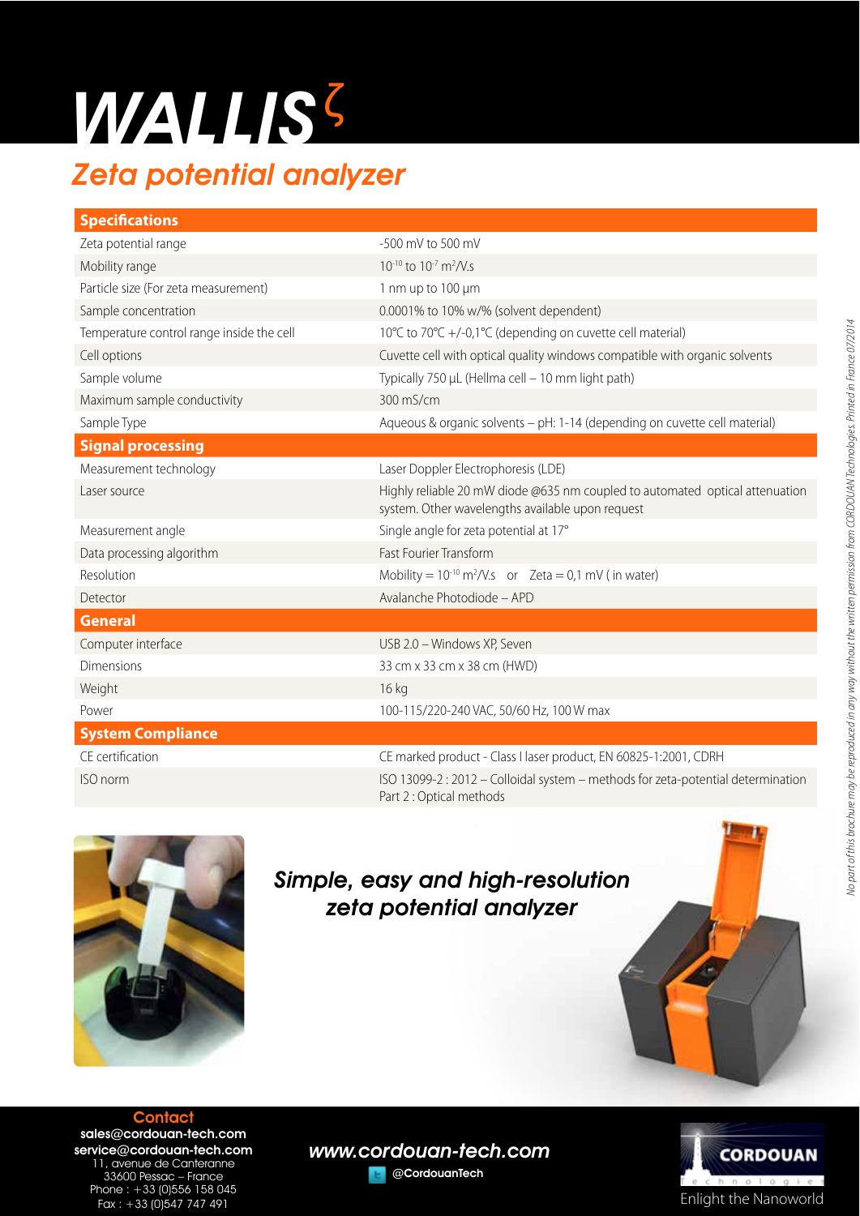# WALIS $^{\zeta}$

## *Zeta potential analyzer*

| | |
|---|---|
| **Specifications** | |
| Zeta potential range | -500 mV to 500 mV |
| Mobility range | $10^{-10}$ to $10^{-7}$ $m^2/V.s$ |
| Particle size (For zeta measurement) | 1 nm up to 100 µm |
| Sample concentration | 0.0001% to 10% w/% (solvent dependent) |
| Temperature control range inside the cell | 10°C to 70°C +/-0,1°C (depending on cuvette cell material) |
| Cell options | Cuvette cell with optical quality windows compatible with organic solvents |
| Sample volume | Typically 750 µL (Hellma cell – 10 mm light path) |
| Maximum sample conductivity | 300 mS/cm |
| Sample Type | Aqueous & organic solvents – pH: 1-14 (depending on cuvette cell material) |
| **Signal processing** | |
| Measurement technology | Laser Doppler Electrophoresis (LDE) |
| Laser source | Highly reliable 20 mW diode @635 nm coupled to automated optical attenuation system. Other wavelengths available upon request |
| Measurement angle | Single angle for zeta potential at 17° |
| Data processing algorithm | Fast Fourier Transform |
| Resolution | Mobility = $10^{-10}$ $m^2/V.s$ or Zeta = 0,1 mV ( in water) |
| Detector | Avalanche Photodiode – APD |
| **General** | |
| Computer interface | USB 2.0 – Windows XP, Seven |
| Dimensions | 33 cm x 33 cm x 38 cm (HWD) |
| Weight | 16 kg |
| Power | 100-115/220-240 VAC, 50/60 Hz, 100 W max |
| **System Compliance** | |
| CE certification | CE marked product - Class I laser product, EN 60825-1:2001, CDRH |
| ISO norm | ISO 13099-2 : 2012 – Colloidal system – methods for zeta-potential determination Part 2 : Optical methods |

*Simple, easy and high-resolution zeta potential analyzer*

No part of this brochure may be reproduced in any way without the written permission from CORDOUAN Technologies. Printed in France 07/2014

**Contact**
sales@cordouan-tech.com
service@cordouan-tech.com
11, avenue de Canteranne
33600 Pessac – France
Phone : +33 (0)556 158 045
Fax : +33 (0)547 747 491

*www.cordouan-tech.com*
@CordouanTech

CORDOUAN Technologies
Enlight the Nanoworld